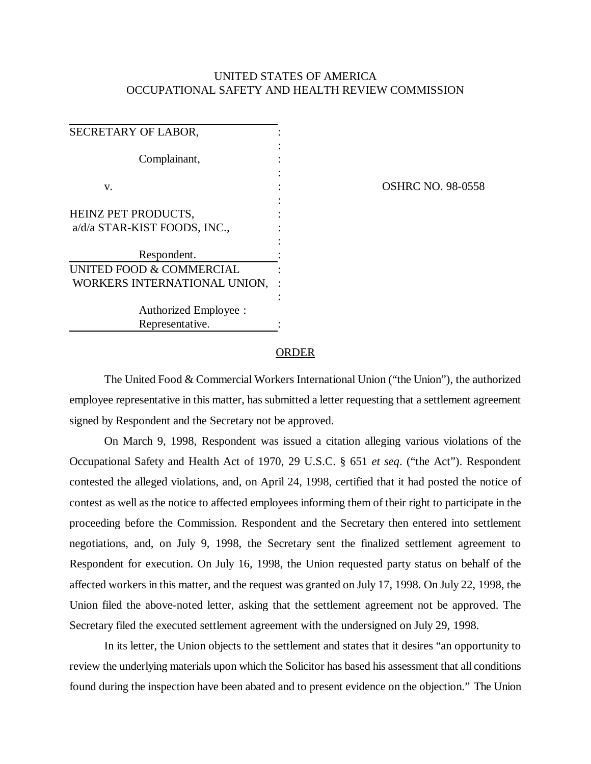UNITED STATES OF AMERICA
OCCUPATIONAL SAFETY AND HEALTH REVIEW COMMISSION

| | |
|---|---|
| SECRETARY OF LABOR,<br><br>Complainant,<br><br>v.<br><br>HEINZ PET PRODUCTS,<br>a/d/a STAR-KIST FOODS, INC.,<br><br>Respondent. | OSHRC NO. 98-0558 |
| UNITED FOOD & COMMERCIAL WORKERS INTERNATIONAL UNION,<br><br>Authorized Employee Representative. | |

ORDER

The United Food & Commercial Workers International Union ("the Union"), the authorized employee representative in this matter, has submitted a letter requesting that a settlement agreement signed by Respondent and the Secretary not be approved.

On March 9, 1998, Respondent was issued a citation alleging various violations of the Occupational Safety and Health Act of 1970, 29 U.S.C. § 651 *et seq*. ("the Act"). Respondent contested the alleged violations, and, on April 24, 1998, certified that it had posted the notice of contest as well as the notice to affected employees informing them of their right to participate in the proceeding before the Commission. Respondent and the Secretary then entered into settlement negotiations, and, on July 9, 1998, the Secretary sent the finalized settlement agreement to Respondent for execution. On July 16, 1998, the Union requested party status on behalf of the affected workers in this matter, and the request was granted on July 17, 1998. On July 22, 1998, the Union filed the above-noted letter, asking that the settlement agreement not be approved. The Secretary filed the executed settlement agreement with the undersigned on July 29, 1998.

In its letter, the Union objects to the settlement and states that it desires "an opportunity to review the underlying materials upon which the Solicitor has based his assessment that all conditions found during the inspection have been abated and to present evidence on the objection." The Union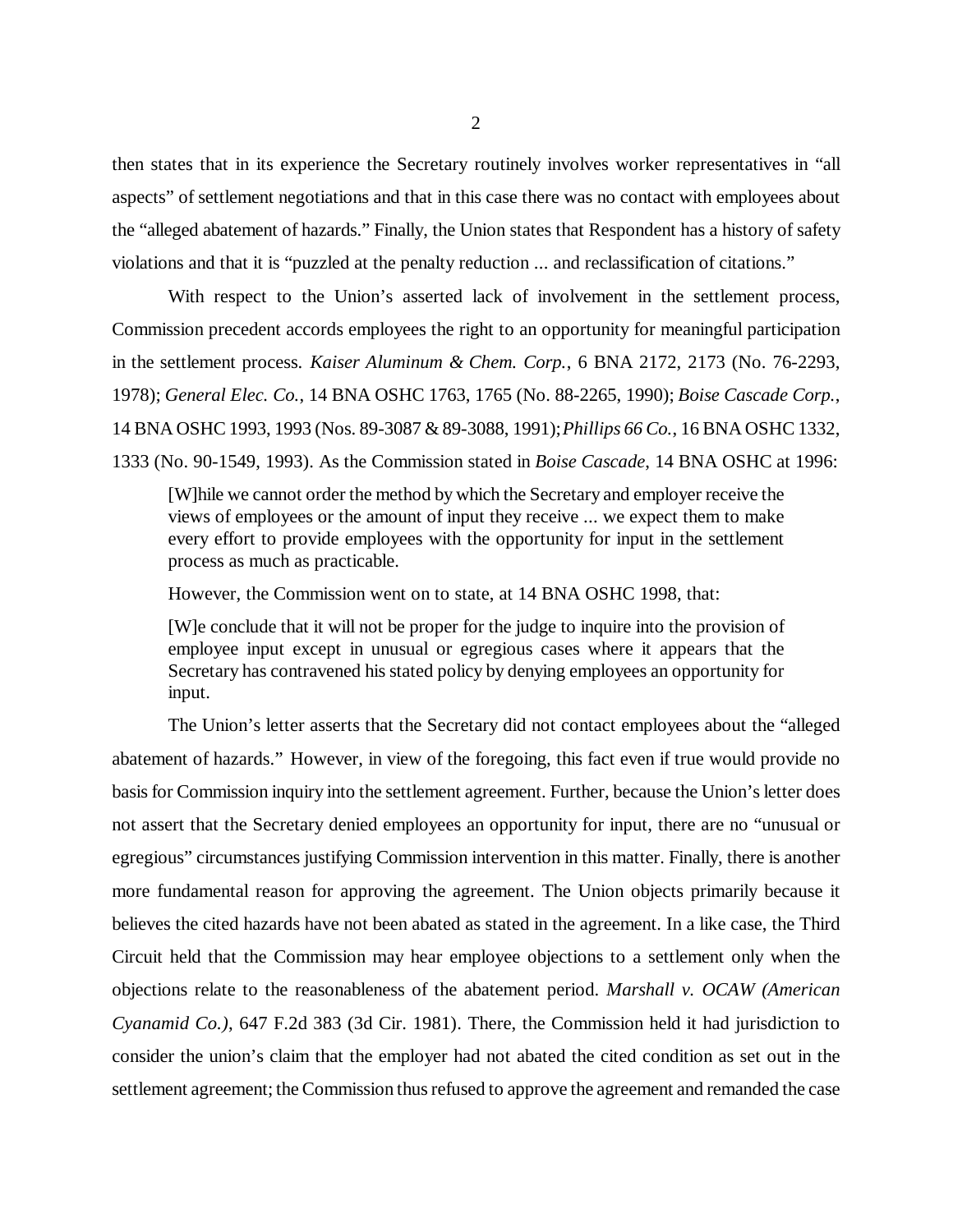then states that in its experience the Secretary routinely involves worker representatives in "all aspects" of settlement negotiations and that in this case there was no contact with employees about the "alleged abatement of hazards." Finally, the Union states that Respondent has a history of safety violations and that it is "puzzled at the penalty reduction ... and reclassification of citations."

With respect to the Union's asserted lack of involvement in the settlement process, Commission precedent accords employees the right to an opportunity for meaningful participation in the settlement process. *Kaiser Aluminum & Chem. Corp.*, 6 BNA 2172, 2173 (No. 76-2293, 1978); *General Elec. Co.*, 14 BNA OSHC 1763, 1765 (No. 88-2265, 1990); *Boise Cascade Corp.*, 14 BNA OSHC 1993, 1993 (Nos. 89-3087 & 89-3088, 1991); *Phillips 66 Co.*, 16 BNA OSHC 1332, 1333 (No. 90-1549, 1993). As the Commission stated in *Boise Cascade*, 14 BNA OSHC at 1996:

> [W]hile we cannot order the method by which the Secretary and employer receive the views of employees or the amount of input they receive ... we expect them to make every effort to provide employees with the opportunity for input in the settlement process as much as practicable.

However, the Commission went on to state, at 14 BNA OSHC 1998, that:

> [W]e conclude that it will not be proper for the judge to inquire into the provision of employee input except in unusual or egregious cases where it appears that the Secretary has contravened his stated policy by denying employees an opportunity for input.

The Union's letter asserts that the Secretary did not contact employees about the "alleged abatement of hazards." However, in view of the foregoing, this fact even if true would provide no basis for Commission inquiry into the settlement agreement. Further, because the Union's letter does not assert that the Secretary denied employees an opportunity for input, there are no "unusual or egregious" circumstances justifying Commission intervention in this matter. Finally, there is another more fundamental reason for approving the agreement. The Union objects primarily because it believes the cited hazards have not been abated as stated in the agreement. In a like case, the Third Circuit held that the Commission may hear employee objections to a settlement only when the objections relate to the reasonableness of the abatement period. *Marshall v. OCAW (American Cyanamid Co.)*, 647 F.2d 383 (3d Cir. 1981). There, the Commission held it had jurisdiction to consider the union's claim that the employer had not abated the cited condition as set out in the settlement agreement; the Commission thus refused to approve the agreement and remanded the case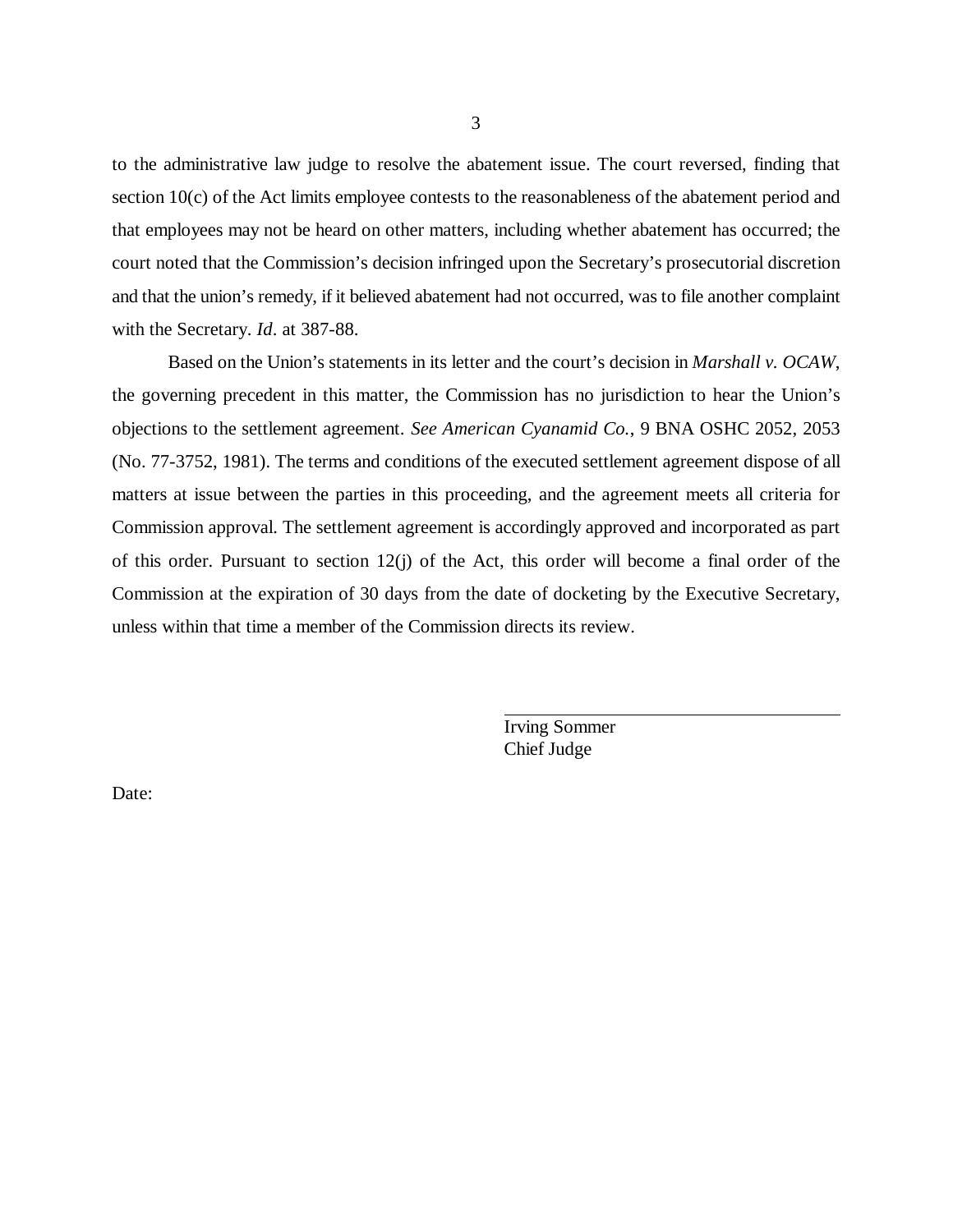to the administrative law judge to resolve the abatement issue. The court reversed, finding that section 10(c) of the Act limits employee contests to the reasonableness of the abatement period and that employees may not be heard on other matters, including whether abatement has occurred; the court noted that the Commission's decision infringed upon the Secretary's prosecutorial discretion and that the union's remedy, if it believed abatement had not occurred, was to file another complaint with the Secretary. *Id*. at 387-88.

Based on the Union's statements in its letter and the court's decision in *Marshall v. OCAW*, the governing precedent in this matter, the Commission has no jurisdiction to hear the Union's objections to the settlement agreement. *See American Cyanamid Co.*, 9 BNA OSHC 2052, 2053 (No. 77-3752, 1981). The terms and conditions of the executed settlement agreement dispose of all matters at issue between the parties in this proceeding, and the agreement meets all criteria for Commission approval. The settlement agreement is accordingly approved and incorporated as part of this order. Pursuant to section 12(j) of the Act, this order will become a final order of the Commission at the expiration of 30 days from the date of docketing by the Executive Secretary, unless within that time a member of the Commission directs its review.

Irving Sommer
Chief Judge

Date: